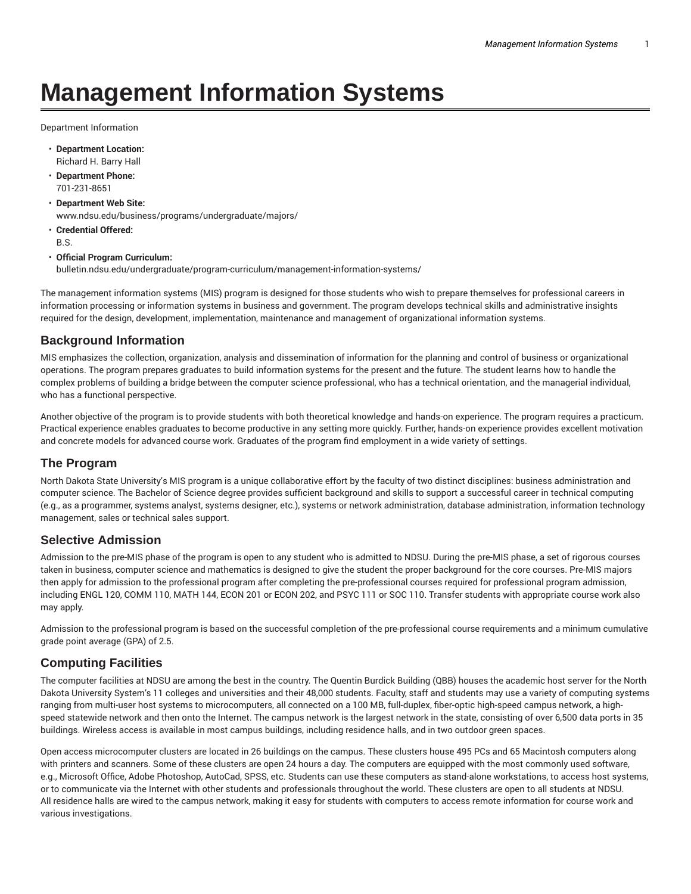# Management Information Systems

Department Information

- **Department Location:**
  Richard H. Barry Hall
- **Department Phone:**
  701-231-8651
- **Department Web Site:**
  www.ndsu.edu/business/programs/undergraduate/majors/
- **Credential Offered:**
  B.S.
- **Official Program Curriculum:**
  bulletin.ndsu.edu/undergraduate/program-curriculum/management-information-systems/

The management information systems (MIS) program is designed for those students who wish to prepare themselves for professional careers in information processing or information systems in business and government. The program develops technical skills and administrative insights required for the design, development, implementation, maintenance and management of organizational information systems.

## Background Information

MIS emphasizes the collection, organization, analysis and dissemination of information for the planning and control of business or organizational operations. The program prepares graduates to build information systems for the present and the future. The student learns how to handle the complex problems of building a bridge between the computer science professional, who has a technical orientation, and the managerial individual, who has a functional perspective.

Another objective of the program is to provide students with both theoretical knowledge and hands-on experience. The program requires a practicum. Practical experience enables graduates to become productive in any setting more quickly. Further, hands-on experience provides excellent motivation and concrete models for advanced course work. Graduates of the program find employment in a wide variety of settings.

## The Program

North Dakota State University's MIS program is a unique collaborative effort by the faculty of two distinct disciplines: business administration and computer science. The Bachelor of Science degree provides sufficient background and skills to support a successful career in technical computing (e.g., as a programmer, systems analyst, systems designer, etc.), systems or network administration, database administration, information technology management, sales or technical sales support.

## Selective Admission

Admission to the pre-MIS phase of the program is open to any student who is admitted to NDSU. During the pre-MIS phase, a set of rigorous courses taken in business, computer science and mathematics is designed to give the student the proper background for the core courses. Pre-MIS majors then apply for admission to the professional program after completing the pre-professional courses required for professional program admission, including ENGL 120, COMM 110, MATH 144, ECON 201 or ECON 202, and PSYC 111 or SOC 110. Transfer students with appropriate course work also may apply.

Admission to the professional program is based on the successful completion of the pre-professional course requirements and a minimum cumulative grade point average (GPA) of 2.5.

## Computing Facilities

The computer facilities at NDSU are among the best in the country. The Quentin Burdick Building (QBB) houses the academic host server for the North Dakota University System's 11 colleges and universities and their 48,000 students. Faculty, staff and students may use a variety of computing systems ranging from multi-user host systems to microcomputers, all connected on a 100 MB, full-duplex, fiber-optic high-speed campus network, a high-speed statewide network and then onto the Internet. The campus network is the largest network in the state, consisting of over 6,500 data ports in 35 buildings. Wireless access is available in most campus buildings, including residence halls, and in two outdoor green spaces.

Open access microcomputer clusters are located in 26 buildings on the campus. These clusters house 495 PCs and 65 Macintosh computers along with printers and scanners. Some of these clusters are open 24 hours a day. The computers are equipped with the most commonly used software, e.g., Microsoft Office, Adobe Photoshop, AutoCad, SPSS, etc. Students can use these computers as stand-alone workstations, to access host systems, or to communicate via the Internet with other students and professionals throughout the world. These clusters are open to all students at NDSU. All residence halls are wired to the campus network, making it easy for students with computers to access remote information for course work and various investigations.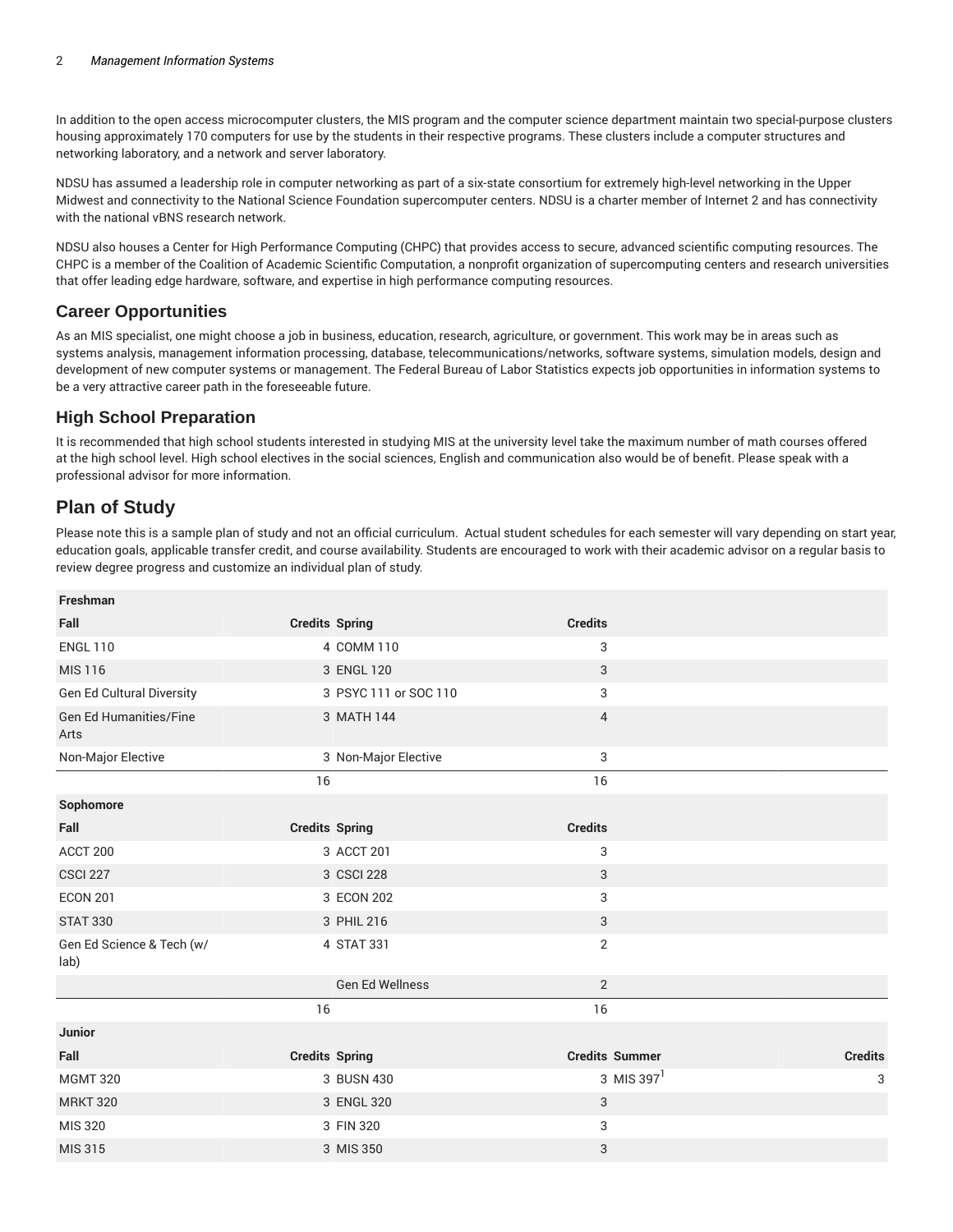In addition to the open access microcomputer clusters, the MIS program and the computer science department maintain two special-purpose clusters housing approximately 170 computers for use by the students in their respective programs. These clusters include a computer structures and networking laboratory, and a network and server laboratory.

NDSU has assumed a leadership role in computer networking as part of a six-state consortium for extremely high-level networking in the Upper Midwest and connectivity to the National Science Foundation supercomputer centers. NDSU is a charter member of Internet 2 and has connectivity with the national vBNS research network.

NDSU also houses a Center for High Performance Computing (CHPC) that provides access to secure, advanced scientific computing resources. The CHPC is a member of the Coalition of Academic Scientific Computation, a nonprofit organization of supercomputing centers and research universities that offer leading edge hardware, software, and expertise in high performance computing resources.

## Career Opportunities

As an MIS specialist, one might choose a job in business, education, research, agriculture, or government. This work may be in areas such as systems analysis, management information processing, database, telecommunications/networks, software systems, simulation models, design and development of new computer systems or management. The Federal Bureau of Labor Statistics expects job opportunities in information systems to be a very attractive career path in the foreseeable future.

## High School Preparation

It is recommended that high school students interested in studying MIS at the university level take the maximum number of math courses offered at the high school level. High school electives in the social sciences, English and communication also would be of benefit. Please speak with a professional advisor for more information.

## Plan of Study

Please note this is a sample plan of study and not an official curriculum. Actual student schedules for each semester will vary depending on start year, education goals, applicable transfer credit, and course availability. Students are encouraged to work with their academic advisor on a regular basis to review degree progress and customize an individual plan of study.

| **Freshman** | | | | | |
|---|---|---|---|---|---|
| **Fall** | **Credits** | **Spring** | **Credits** | | |
| ENGL 110 | 4 | COMM 110 | 3 | | |
| MIS 116 | 3 | ENGL 120 | 3 | | |
| Gen Ed Cultural Diversity | 3 | PSYC 111 or SOC 110 | 3 | | |
| Gen Ed Humanities/Fine Arts | 3 | MATH 144 | 4 | | |
| Non-Major Elective | 3 | Non-Major Elective | 3 | | |
| | 16 | | 16 | | |
| **Sophomore** | | | | | |
| **Fall** | **Credits** | **Spring** | **Credits** | | |
| ACCT 200 | 3 | ACCT 201 | 3 | | |
| CSCI 227 | 3 | CSCI 228 | 3 | | |
| ECON 201 | 3 | ECON 202 | 3 | | |
| STAT 330 | 3 | PHIL 216 | 3 | | |
| Gen Ed Science & Tech (w/ lab) | 4 | STAT 331 | 2 | | |
| | | Gen Ed Wellness | 2 | | |
| | 16 | | 16 | | |
| **Junior** | | | | | |
| **Fall** | **Credits** | **Spring** | **Credits** | **Summer** | **Credits** |
| MGMT 320 | 3 | BUSN 430 | 3 | MIS 397[1] | 3 |
| MRKT 320 | 3 | ENGL 320 | 3 | | |
| MIS 320 | 3 | FIN 320 | 3 | | |
| MIS 315 | 3 | MIS 350 | 3 | | |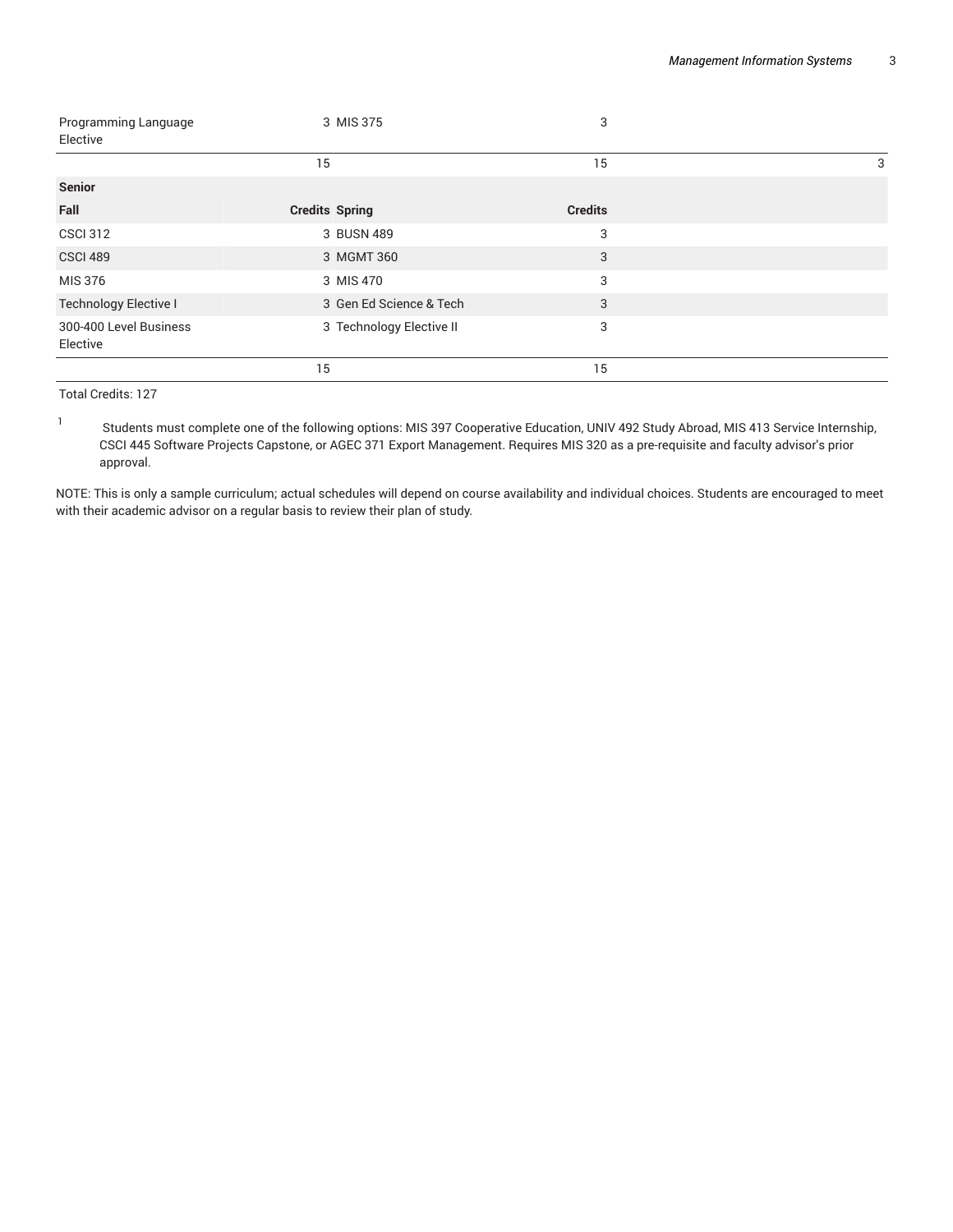| | | | | |
|---|---|---|---|---|
| Programming Language Elective | 3 | MIS 375 | 3 | |
| | 15 | | 15 | 3 |
| **Senior** | | | | |
| **Fall** | **Credits** | **Spring** | **Credits** | |
| CSCI 312 | 3 | BUSN 489 | 3 | |
| CSCI 489 | 3 | MGMT 360 | 3 | |
| MIS 376 | 3 | MIS 470 | 3 | |
| Technology Elective I | 3 | Gen Ed Science & Tech | 3 | |
| 300-400 Level Business Elective | 3 | Technology Elective II | 3 | |
| | 15 | | 15 | |

Total Credits: 127

[1] Students must complete one of the following options: MIS 397 Cooperative Education, UNIV 492 Study Abroad, MIS 413 Service Internship, CSCI 445 Software Projects Capstone, or AGEC 371 Export Management. Requires MIS 320 as a pre-requisite and faculty advisor's prior approval.

NOTE: This is only a sample curriculum; actual schedules will depend on course availability and individual choices. Students are encouraged to meet with their academic advisor on a regular basis to review their plan of study.